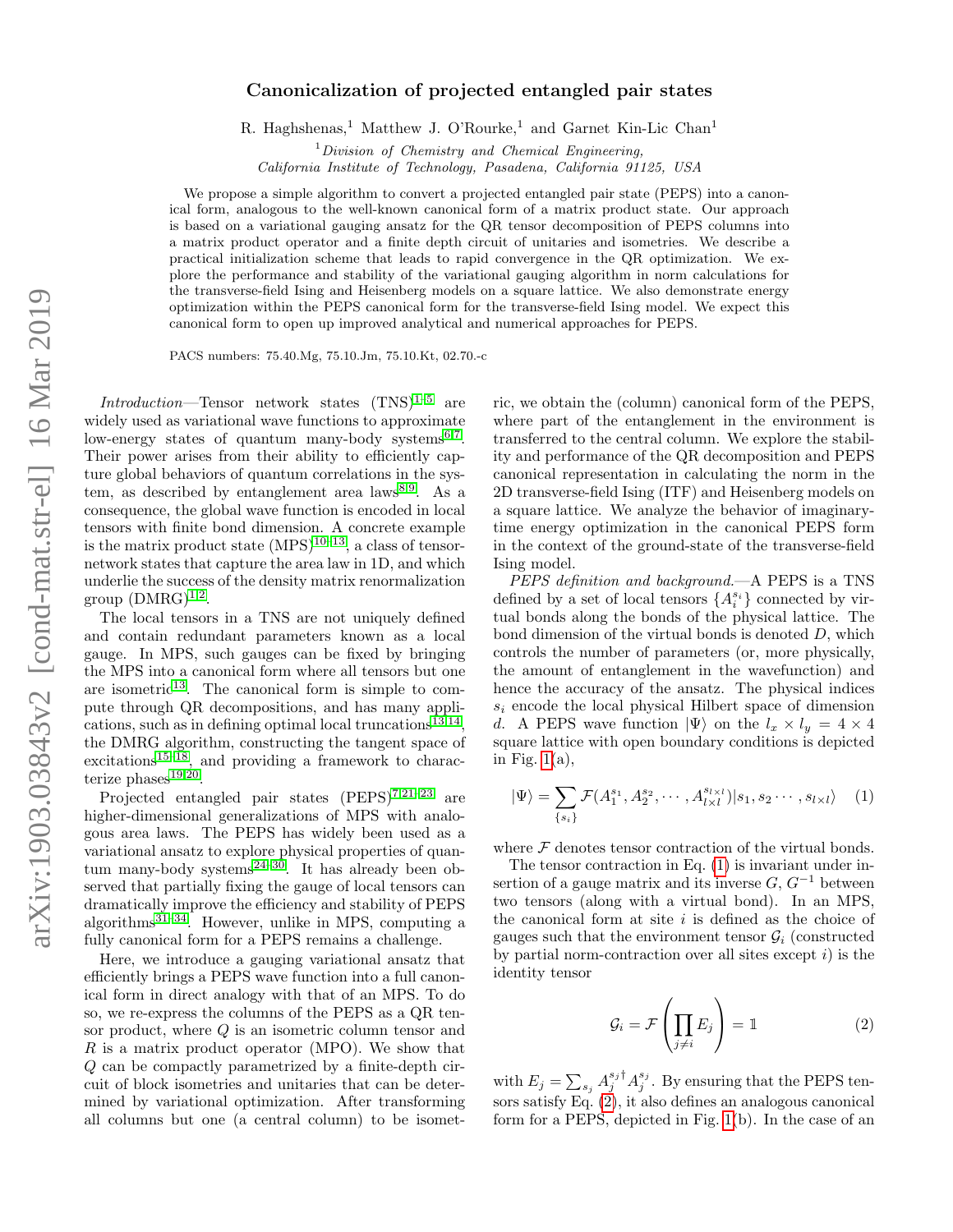# Canonicalization of projected entangled pair states

R. Haghshenas,[1] Matthew J. O'Rourke,[1] and Garnet Kin-Lic Chan[1]

[1] *Division of Chemistry and Chemical Engineering, California Institute of Technology, Pasadena, California 91125, USA*

We propose a simple algorithm to convert a projected entangled pair state (PEPS) into a canonical form, analogous to the well-known canonical form of a matrix product state. Our approach is based on a variational gauging ansatz for the QR tensor decomposition of PEPS columns into a matrix product operator and a finite depth circuit of unitaries and isometries. We describe a practical initialization scheme that leads to rapid convergence in the QR optimization. We explore the performance and stability of the variational gauging algorithm in norm calculations for the transverse-field Ising and Heisenberg models on a square lattice. We also demonstrate energy optimization within the PEPS canonical form for the transverse-field Ising model. We expect this canonical form to open up improved analytical and numerical approaches for PEPS.

PACS numbers: 75.40.Mg, 75.10.Jm, 75.10.Kt, 02.70.-c

*Introduction*—Tensor network states (TNS)[1–5] are widely used as variational wave functions to approximate low-energy states of quantum many-body systems[6,7]. Their power arises from their ability to efficiently capture global behaviors of quantum correlations in the system, as described by entanglement area laws[8,9]. As a consequence, the global wave function is encoded in local tensors with finite bond dimension. A concrete example is the matrix product state (MPS)[10–13], a class of tensor-network states that capture the area law in 1D, and which underlie the success of the density matrix renormalization group (DMRG)[1,2].

The local tensors in a TNS are not uniquely defined and contain redundant parameters known as a local gauge. In MPS, such gauges can be fixed by bringing the MPS into a canonical form where all tensors but one are isometric[13]. The canonical form is simple to compute through QR decompositions, and has many applications, such as in defining optimal local truncations[13,14], the DMRG algorithm, constructing the tangent space of excitations[15–18], and providing a framework to characterize phases[19,20].

Projected entangled pair states (PEPS)[7,21–23] are higher-dimensional generalizations of MPS with analogous area laws. The PEPS has widely been used as a variational ansatz to explore physical properties of quantum many-body systems[24–30]. It has already been observed that partially fixing the gauge of local tensors can dramatically improve the efficiency and stability of PEPS algorithms[31–34]. However, unlike in MPS, computing a fully canonical form for a PEPS remains a challenge.

Here, we introduce a gauging variational ansatz that efficiently brings a PEPS wave function into a full canonical form in direct analogy with that of an MPS. To do so, we re-express the columns of the PEPS as a QR tensor product, where $Q$ is an isometric column tensor and $R$ is a matrix product operator (MPO). We show that $Q$ can be compactly parametrized by a finite-depth circuit of block isometries and unitaries that can be determined by variational optimization. After transforming all columns but one (a central column) to be isometric, we obtain the (column) canonical form of the PEPS, where part of the entanglement in the environment is transferred to the central column. We explore the stability and performance of the QR decomposition and PEPS canonical representation in calculating the norm in the 2D transverse-field Ising (ITF) and Heisenberg models on a square lattice. We analyze the behavior of imaginary-time energy optimization in the canonical PEPS form in the context of the ground-state of the transverse-field Ising model.

*PEPS definition and background.*—A PEPS is a TNS defined by a set of local tensors $\{A_i^{s_i}\}$ connected by virtual bonds along the bonds of the physical lattice. The bond dimension of the virtual bonds is denoted $D$, which controls the number of parameters (or, more physically, the amount of entanglement in the wavefunction) and hence the accuracy of the ansatz. The physical indices $s_i$ encode the local physical Hilbert space of dimension $d$. A PEPS wave function $|\Psi\rangle$ on the $l_x \times l_y = 4 \times 4$ square lattice with open boundary conditions is depicted in Fig. 1(a),

$$|\Psi\rangle = \sum_{\{s_i\}} \mathcal{F}(A_1^{s_1}, A_2^{s_2}, \cdots, A_{l\times l}^{s_{l\times l}})|s_1, s_2 \cdots, s_{l\times l}\rangle \quad (1)$$

where $\mathcal{F}$ denotes tensor contraction of the virtual bonds.

The tensor contraction in Eq. (1) is invariant under insertion of a gauge matrix and its inverse $G, G^{-1}$ between two tensors (along with a virtual bond). In an MPS, the canonical form at site $i$ is defined as the choice of gauges such that the environment tensor $\mathcal{G}_i$ (constructed by partial norm-contraction over all sites except $i$) is the identity tensor

$$\mathcal{G}_i = \mathcal{F}\left(\prod_{j\neq i} E_j\right) = \mathbb{1} \quad (2)$$

with $E_j = \sum_{s_j} A_j^{s_j\dagger} A_j^{s_j}$. By ensuring that the PEPS tensors satisfy Eq. (2), it also defines an analogous canonical form for a PEPS, depicted in Fig. 1(b). In the case of an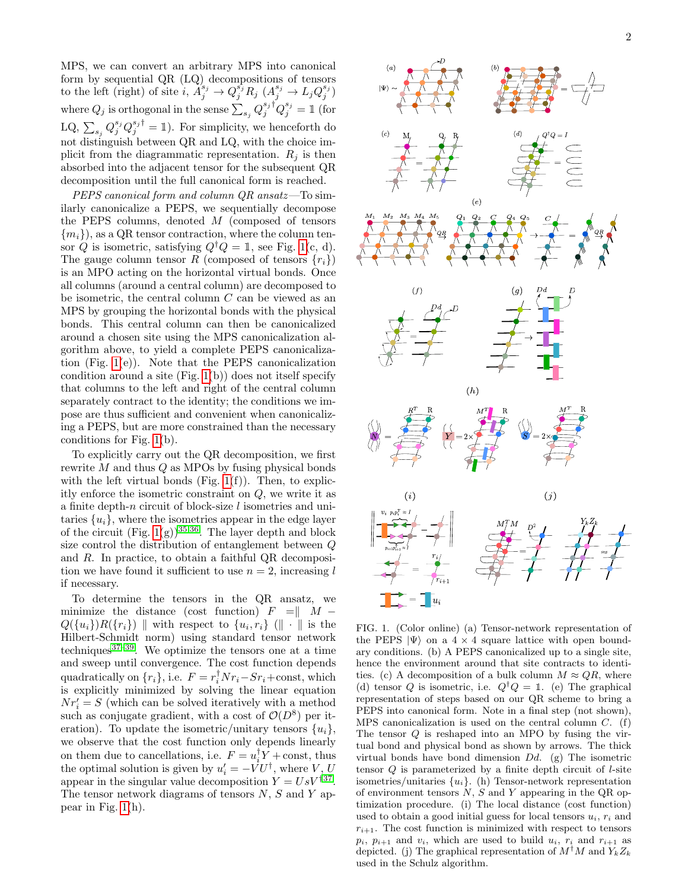MPS, we can convert an arbitrary MPS into canonical form by sequential QR (LQ) decompositions of tensors to the left (right) of site $i$, $A_j^{s_j} \to Q_j^{s_j} R_j$ ($A_j^{s_j} \to L_j Q_j^{s_j}$) where $Q_j$ is orthogonal in the sense $\sum_{s_j} Q_j^{s_j\dagger} Q_j^{s_j} = \mathbb{1}$ (for LQ, $\sum_{s_j} Q_j^{s_j} Q_j^{s_j\dagger} = \mathbb{1}$). For simplicity, we henceforth do not distinguish between QR and LQ, with the choice implicit from the diagrammatic representation. $R_j$ is then absorbed into the adjacent tensor for the subsequent QR decomposition until the full canonical form is reached.

*PEPS canonical form and column QR ansatz*—To similarly canonicalize a PEPS, we sequentially decompose the PEPS columns, denoted $M$ (composed of tensors $\{m_i\}$), as a QR tensor contraction, where the column tensor $Q$ is isometric, satisfying $Q^\dagger Q = \mathbb{1}$, see Fig. 1(c, d). The gauge column tensor $R$ (composed of tensors $\{r_i\}$) is an MPO acting on the horizontal virtual bonds. Once all columns (around a central column) are decomposed to be isometric, the central column $C$ can be viewed as an MPS by grouping the horizontal bonds with the physical bonds. This central column can then be canonicalized around a chosen site using the MPS canonicalization algorithm above, to yield a complete PEPS canonicalization (Fig. 1(e)). Note that the PEPS canonicalization condition around a site (Fig. 1(b)) does not itself specify that columns to the left and right of the central column separately contract to the identity; the conditions we impose are thus sufficient and convenient when canonicalizing a PEPS, but are more constrained than the necessary conditions for Fig. 1(b).

To explicitly carry out the QR decomposition, we first rewrite $M$ and thus $Q$ as MPOs by fusing physical bonds with the left virtual bonds (Fig. 1(f)). Then, to explicitly enforce the isometric constraint on $Q$, we write it as a finite depth-$n$ circuit of block-size $l$ isometries and unitaries $\{u_i\}$, where the isometries appear in the edge layer of the circuit (Fig. 1(g))[35,36]. The layer depth and block size control the distribution of entanglement between $Q$ and $R$. In practice, to obtain a faithful QR decomposition we have found it sufficient to use $n = 2$, increasing $l$ if necessary.

To determine the tensors in the QR ansatz, we minimize the distance (cost function) $F = \parallel M - Q(\{u_i\})R(\{r_i\}) \parallel$ with respect to $\{u_i, r_i\}$ ($\parallel \cdot \parallel$ is the Hilbert-Schmidt norm) using standard tensor network techniques[37–39]. We optimize the tensors one at a time and sweep until convergence. The cost function depends quadratically on $\{r_i\}$, i.e. $F = r_i^\dagger N r_i - S r_i + \text{const}$, which is explicitly minimized by solving the linear equation $N r_i' = S$ (which can be solved iteratively with a method such as conjugate gradient, with a cost of $\mathcal{O}(D^8)$ per iteration). To update the isometric/unitary tensors $\{u_i\}$, we observe that the cost function only depends linearly on them due to cancellations, i.e. $F = u_i^\dagger Y + \text{const}$, thus the optimal solution is given by $u_i' = -V U^\dagger$, where $V$, $U$ appear in the singular value decomposition $Y = U s V^\dagger$[37]. The tensor network diagrams of tensors $N$, $S$ and $Y$ appear in Fig. 1(h).

FIG. 1. (Color online) (a) Tensor-network representation of the PEPS $|\Psi\rangle$ on a $4 \times 4$ square lattice with open boundary conditions. (b) A PEPS canonicalized up to a single site, hence the environment around that site contracts to identities. (c) A decomposition of a bulk column $M \approx QR$, where (d) tensor $Q$ is isometric, i.e. $Q^\dagger Q = \mathbb{1}$. (e) The graphical representation of steps based on our QR scheme to bring a PEPS into canonical form. Note in a final step (not shown), MPS canonicalization is used on the central column $C$. (f) The tensor $Q$ is reshaped into an MPO by fusing the virtual bond and physical bond as shown by arrows. The thick virtual bonds have bond dimension $Dd$. (g) The isometric tensor $Q$ is parameterized by a finite depth circuit of $l$-site isometries/unitaries $\{u_i\}$. (h) Tensor-network representation of environment tensors $N$, $S$ and $Y$ appearing in the QR optimization procedure. (i) The local distance (cost function) used to obtain a good initial guess for local tensors $u_i$, $r_i$ and $r_{i+1}$. The cost function is minimized with respect to tensors $p_i$, $p_{i+1}$ and $v_i$, which are used to build $u_i$, $r_i$ and $r_{i+1}$ as depicted. (j) The graphical representation of $M^\dagger M$ and $Y_k Z_k$ used in the Schulz algorithm.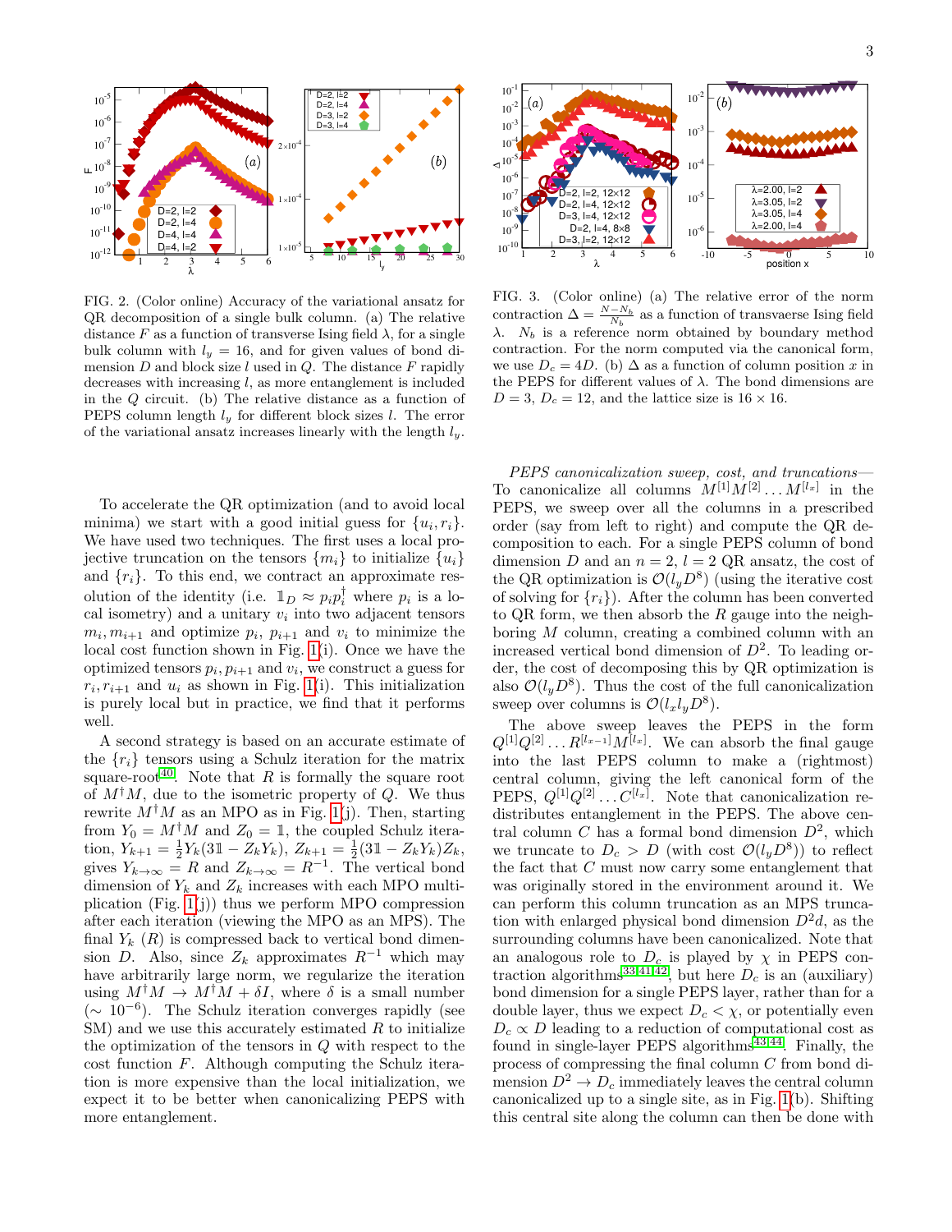FIG. 2. (Color online) Accuracy of the variational ansatz for QR decomposition of a single bulk column. (a) The relative distance $F$ as a function of transverse Ising field $\lambda$, for a single bulk column with $l_y = 16$, and for given values of bond dimension $D$ and block size $l$ used in $Q$. The distance $F$ rapidly decreases with increasing $l$, as more entanglement is included in the $Q$ circuit. (b) The relative distance as a function of PEPS column length $l_y$ for different block sizes $l$. The error of the variational ansatz increases linearly with the length $l_y$.

FIG. 3. (Color online) (a) The relative error of the norm contraction $\Delta = \frac{N-N_b}{N_b}$ as a function of transvaerse Ising field $\lambda$. $N_b$ is a reference norm obtained by boundary method contraction. For the norm computed via the canonical form, we use $D_c = 4D$. (b) $\Delta$ as a function of column position $x$ in the PEPS for different values of $\lambda$. The bond dimensions are $D = 3$, $D_c = 12$, and the lattice size is $16 \times 16$.

To accelerate the QR optimization (and to avoid local minima) we start with a good initial guess for $\{u_i, r_i\}$. We have used two techniques. The first uses a local projective truncation on the tensors $\{m_i\}$ to initialize $\{u_i\}$ and $\{r_i\}$. To this end, we contract an approximate resolution of the identity (i.e. $\mathbb{1}_D \approx p_i p_i^\dagger$ where $p_i$ is a local isometry) and a unitary $v_i$ into two adjacent tensors $m_i, m_{i+1}$ and optimize $p_i$, $p_{i+1}$ and $v_i$ to minimize the local cost function shown in Fig. 1(i). Once we have the optimized tensors $p_i, p_{i+1}$ and $v_i$, we construct a guess for $r_i, r_{i+1}$ and $u_i$ as shown in Fig. 1(i). This initialization is purely local but in practice, we find that it performs well.

A second strategy is based on an accurate estimate of the $\{r_i\}$ tensors using a Schulz iteration for the matrix square-root[40]. Note that $R$ is formally the square root of $M^\dagger M$, due to the isometric property of $Q$. We thus rewrite $M^\dagger M$ as an MPO as in Fig. 1(j). Then, starting from $Y_0 = M^\dagger M$ and $Z_0 = \mathbb{1}$, the coupled Schulz iteration, $Y_{k+1} = \frac{1}{2}Y_k(3\mathbb{1} - Z_k Y_k)$, $Z_{k+1} = \frac{1}{2}(3\mathbb{1} - Z_k Y_k)Z_k$, gives $Y_{k\to\infty} = R$ and $Z_{k\to\infty} = R^{-1}$. The vertical bond dimension of $Y_k$ and $Z_k$ increases with each MPO multiplication (Fig. 1(j)) thus we perform MPO compression after each iteration (viewing the MPO as an MPS). The final $Y_k$ ($R$) is compressed back to vertical bond dimension $D$. Also, since $Z_k$ approximates $R^{-1}$ which may have arbitrarily large norm, we regularize the iteration using $M^\dagger M \to M^\dagger M + \delta I$, where $\delta$ is a small number ($\sim 10^{-6}$). The Schulz iteration converges rapidly (see SM) and we use this accurately estimated $R$ to initialize the optimization of the tensors in $Q$ with respect to the cost function $F$. Although computing the Schulz iteration is more expensive than the local initialization, we expect it to be better when canonicalizing PEPS with more entanglement.

*PEPS canonicalization sweep, cost, and truncations*— To canonicalize all columns $M^{[1]}M^{[2]}\ldots M^{[l_x]}$ in the PEPS, we sweep over all the columns in a prescribed order (say from left to right) and compute the QR decomposition to each. For a single PEPS column of bond dimension $D$ and an $n = 2$, $l = 2$ QR ansatz, the cost of the QR optimization is $\mathcal{O}(l_y D^8)$ (using the iterative cost of solving for $\{r_i\}$). After the column has been converted to QR form, we then absorb the $R$ gauge into the neighboring $M$ column, creating a combined column with an increased vertical bond dimension of $D^2$. To leading order, the cost of decomposing this by QR optimization is also $\mathcal{O}(l_y D^8)$. Thus the cost of the full canonicalization sweep over columns is $\mathcal{O}(l_x l_y D^8)$.

The above sweep leaves the PEPS in the form $Q^{[1]}Q^{[2]}\ldots R^{[l_{x-1}]}M^{[l_x]}$. We can absorb the final gauge into the last PEPS column to make a (rightmost) central column, giving the left canonical form of the PEPS, $Q^{[1]}Q^{[2]}\ldots C^{[l_x]}$. Note that canonicalization redistributes entanglement in the PEPS. The above central column $C$ has a formal bond dimension $D^2$, which we truncate to $D_c > D$ (with cost $\mathcal{O}(l_y D^8)$) to reflect the fact that $C$ must now carry some entanglement that was originally stored in the environment around it. We can perform this column truncation as an MPS truncation with enlarged physical bond dimension $D^2 d$, as the surrounding columns have been canonicalized. Note that an analogous role to $D_c$ is played by $\chi$ in PEPS contraction algorithms[33,41,42], but here $D_c$ is an (auxiliary) bond dimension for a single PEPS layer, rather than for a double layer, thus we expect $D_c < \chi$, or potentially even $D_c \propto D$ leading to a reduction of computational cost as found in single-layer PEPS algorithms[43,44]. Finally, the process of compressing the final column $C$ from bond dimension $D^2 \to D_c$ immediately leaves the central column canonicalized up to a single site, as in Fig. 1(b). Shifting this central site along the column can then be done with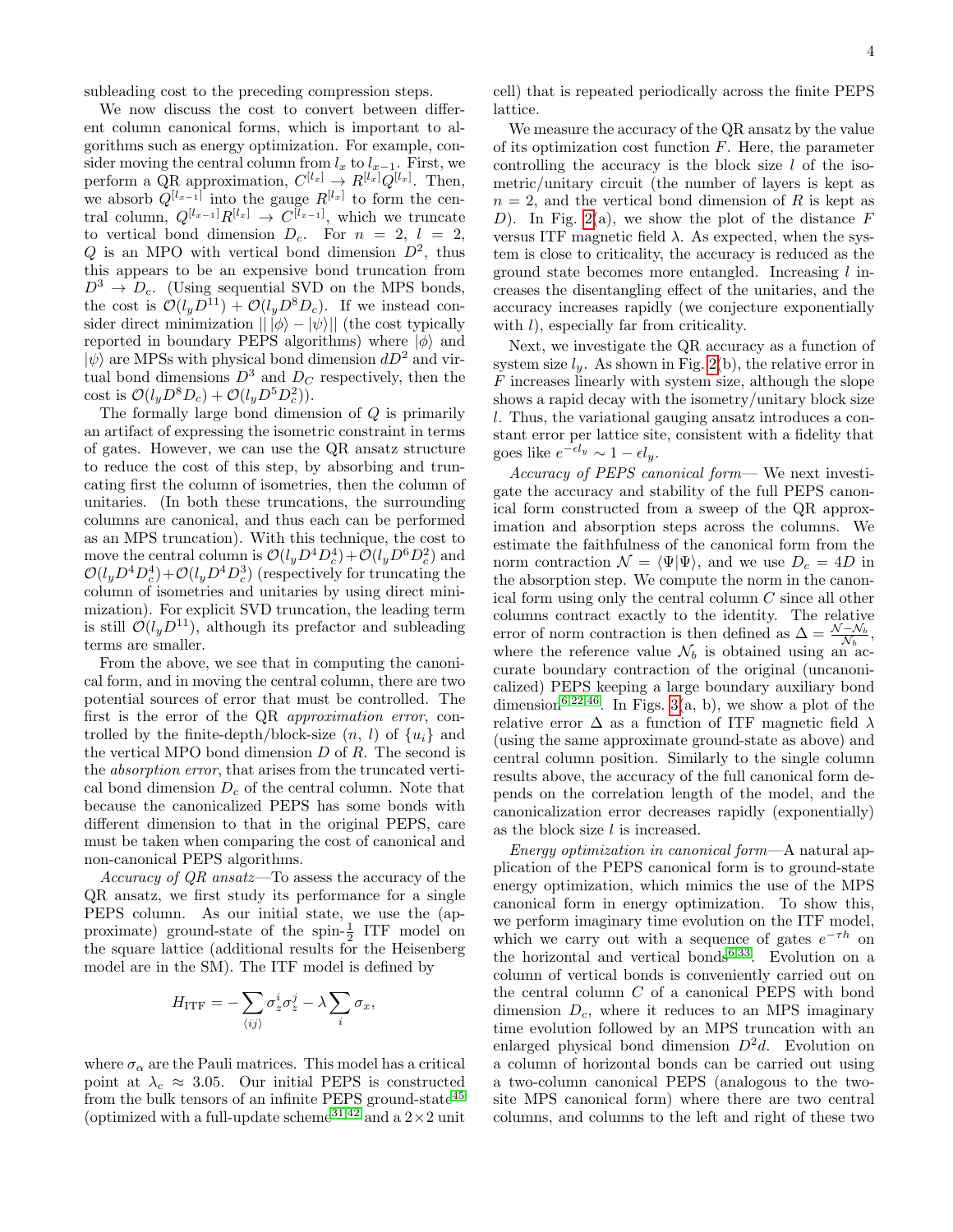subleading cost to the preceding compression steps.

We now discuss the cost to convert between different column canonical forms, which is important to algorithms such as energy optimization. For example, consider moving the central column from $l_x$ to $l_{x-1}$. First, we perform a QR approximation, $C^{[l_x]} \to R^{[l_x]}Q^{[l_x]}$. Then, we absorb $Q^{[l_{x-1}]}$ into the gauge $R^{[l_x]}$ to form the central column, $Q^{[l_{x-1}]}R^{[l_x]} \to C^{[l_{x-1}]}$, which we truncate to vertical bond dimension $D_c$. For $n = 2$, $l = 2$, $Q$ is an MPO with vertical bond dimension $D^2$, thus this appears to be an expensive bond truncation from $D^3 \to D_c$. (Using sequential SVD on the MPS bonds, the cost is $\mathcal{O}(l_y D^{11}) + \mathcal{O}(l_y D^8 D_c)$. If we instead consider direct minimization $|| |\phi\rangle - |\psi\rangle||$ (the cost typically reported in boundary PEPS algorithms) where $|\phi\rangle$ and $|\psi\rangle$ are MPSs with physical bond dimension $dD^2$ and virtual bond dimensions $D^3$ and $D_C$ respectively, then the cost is $\mathcal{O}(l_y D^8 D_c) + \mathcal{O}(l_y D^5 D_c^2)$).

The formally large bond dimension of $Q$ is primarily an artifact of expressing the isometric constraint in terms of gates. However, we can use the QR ansatz structure to reduce the cost of this step, by absorbing and truncating first the column of isometries, then the column of unitaries. (In both these truncations, the surrounding columns are canonical, and thus each can be performed as an MPS truncation). With this technique, the cost to move the central column is $\mathcal{O}(l_y D^4 D_c^4) + \mathcal{O}(l_y D^6 D_c^2)$ and $\mathcal{O}(l_y D^4 D_c^4) + \mathcal{O}(l_y D^4 D_c^3)$ (respectively for truncating the column of isometries and unitaries by using direct minimization). For explicit SVD truncation, the leading term is still $\mathcal{O}(l_y D^{11})$, although its prefactor and subleading terms are smaller.

From the above, we see that in computing the canonical form, and in moving the central column, there are two potential sources of error that must be controlled. The first is the error of the QR *approximation error*, controlled by the finite-depth/block-size ($n$, $l$) of $\{u_i\}$ and the vertical MPO bond dimension $D$ of $R$. The second is the *absorption error*, that arises from the truncated vertical bond dimension $D_c$ of the central column. Note that because the canonicalized PEPS has some bonds with different dimension to that in the original PEPS, care must be taken when comparing the cost of canonical and non-canonical PEPS algorithms.

*Accuracy of QR ansatz*—To assess the accuracy of the QR ansatz, we first study its performance for a single PEPS column. As our initial state, we use the (approximate) ground-state of the spin-$\frac{1}{2}$ ITF model on the square lattice (additional results for the Heisenberg model are in the SM). The ITF model is defined by

$$H_{\text{ITF}} = -\sum_{\langle ij\rangle} \sigma_z^i \sigma_z^j - \lambda \sum_i \sigma_x,$$

where $\sigma_\alpha$ are the Pauli matrices. This model has a critical point at $\lambda_c \approx 3.05$. Our initial PEPS is constructed from the bulk tensors of an infinite PEPS ground-state[45] (optimized with a full-update scheme[31,42] and a $2\times2$ unit cell) that is repeated periodically across the finite PEPS lattice.

We measure the accuracy of the QR ansatz by the value of its optimization cost function $F$. Here, the parameter controlling the accuracy is the block size $l$ of the isometric/unitary circuit (the number of layers is kept as $n = 2$, and the vertical bond dimension of $R$ is kept as $D$). In Fig. 2(a), we show the plot of the distance $F$ versus ITF magnetic field $\lambda$. As expected, when the system is close to criticality, the accuracy is reduced as the ground state becomes more entangled. Increasing $l$ increases the disentangling effect of the unitaries, and the accuracy increases rapidly (we conjecture exponentially with $l$), especially far from criticality.

Next, we investigate the QR accuracy as a function of system size $l_y$. As shown in Fig. 2(b), the relative error in $F$ increases linearly with system size, although the slope shows a rapid decay with the isometry/unitary block size $l$. Thus, the variational gauging ansatz introduces a constant error per lattice site, consistent with a fidelity that goes like $e^{-\epsilon l_y} \sim 1 - \epsilon l_y$.

*Accuracy of PEPS canonical form*— We next investigate the accuracy and stability of the full PEPS canonical form constructed from a sweep of the QR approximation and absorption steps across the columns. We estimate the faithfulness of the canonical form from the norm contraction $\mathcal{N} = \langle\Psi|\Psi\rangle$, and we use $D_c = 4D$ in the absorption step. We compute the norm in the canonical form using only the central column $C$ since all other columns contract exactly to the identity. The relative error of norm contraction is then defined as $\Delta = \frac{\mathcal{N}-\mathcal{N}_b}{\mathcal{N}_b}$, where the reference value $\mathcal{N}_b$ is obtained using an accurate boundary contraction of the original (uncanonicalized) PEPS keeping a large boundary auxiliary bond dimension[6,22,46]. In Figs. 3(a, b), we show a plot of the relative error $\Delta$ as a function of ITF magnetic field $\lambda$ (using the same approximate ground-state as above) and central column position. Similarly to the single column results above, the accuracy of the full canonical form depends on the correlation length of the model, and the canonicalization error decreases rapidly (exponentially) as the block size $l$ is increased.

*Energy optimization in canonical form*—A natural application of the PEPS canonical form is to ground-state energy optimization, which mimics the use of the MPS canonical form in energy optimization. To show this, we perform imaginary time evolution on the ITF model, which we carry out with a sequence of gates $e^{-\tau h}$ on the horizontal and vertical bonds[6,33]. Evolution on a column of vertical bonds is conveniently carried out on the central column $C$ of a canonical PEPS with bond dimension $D_c$, where it reduces to an MPS imaginary time evolution followed by an MPS truncation with an enlarged physical bond dimension $D^2 d$. Evolution on a column of horizontal bonds can be carried out using a two-column canonical PEPS (analogous to the two-site MPS canonical form) where there are two central columns, and columns to the left and right of these two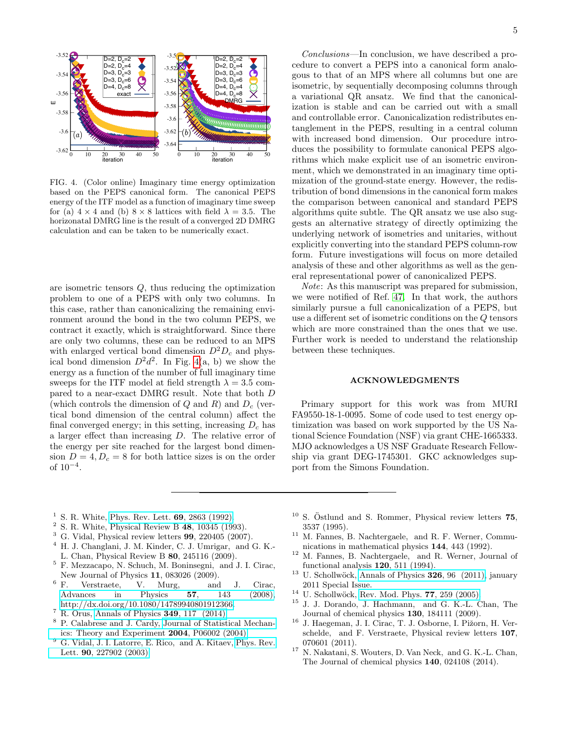FIG. 4. (Color online) Imaginary time energy optimization based on the PEPS canonical form. The canonical PEPS energy of the ITF model as a function of imaginary time sweep for (a) $4 \times 4$ and (b) $8 \times 8$ lattices with field $\lambda = 3.5$. The horizonatal DMRG line is the result of a converged 2D DMRG calculation and can be taken to be numerically exact.

are isometric tensors $Q$, thus reducing the optimization problem to one of a PEPS with only two columns. In this case, rather than canonicalizing the remaining environment around the bond in the two column PEPS, we contract it exactly, which is straightforward. Since there are only two columns, these can be reduced to an MPS with enlarged vertical bond dimension $D^2 D_c$ and physical bond dimension $D^2 d^2$. In Fig. 4(a, b) we show the energy as a function of the number of full imaginary time sweeps for the ITF model at field strength $\lambda = 3.5$ compared to a near-exact DMRG result. Note that both $D$ (which controls the dimension of $Q$ and $R$) and $D_c$ (vertical bond dimension of the central column) affect the final converged energy; in this setting, increasing $D_c$ has a larger effect than increasing $D$. The relative error of the energy per site reached for the largest bond dimension $D = 4, D_c = 8$ for both lattice sizes is on the order of $10^{-4}$.

*Conclusions*—In conclusion, we have described a procedure to convert a PEPS into a canonical form analogous to that of an MPS where all columns but one are isometric, by sequentially decomposing columns through a variational QR ansatz. We find that the canonicalization is stable and can be carried out with a small and controllable error. Canonicalization redistributes entanglement in the PEPS, resulting in a central column with increased bond dimension. Our procedure introduces the possibility to formulate canonical PEPS algorithms which make explicit use of an isometric environment, which we demonstrated in an imaginary time optimization of the ground-state energy. However, the redistribution of bond dimensions in the canonical form makes the comparison between canonical and standard PEPS algorithms quite subtle. The QR ansatz we use also suggests an alternative strategy of directly optimizing the underlying network of isometries and unitaries, without explicitly converting into the standard PEPS column-row form. Future investigations will focus on more detailed analysis of these and other algorithms as well as the general representational power of canonicalized PEPS.

*Note*: As this manuscript was prepared for submission, we were notified of Ref. 47. In that work, the authors similarly pursue a full canonicalization of a PEPS, but use a different set of isometric conditions on the $Q$ tensors which are more constrained than the ones that we use. Further work is needed to understand the relationship between these techniques.

## ACKNOWLEDGMENTS

Primary support for this work was from MURI FA9550-18-1-0095. Some of code used to test energy optimization was based on work supported by the US National Science Foundation (NSF) via grant CHE-1665333. MJO acknowledges a US NSF Graduate Research Fellowship via grant DEG-1745301. GKC acknowledges support from the Simons Foundation.

---

[1] S. R. White, Phys. Rev. Lett. **69**, 2863 (1992).
[2] S. R. White, Physical Review B **48**, 10345 (1993).
[3] G. Vidal, Physical review letters **99**, 220405 (2007).
[4] H. J. Changlani, J. M. Kinder, C. J. Umrigar, and G. K.-L. Chan, Physical Review B **80**, 245116 (2009).
[5] F. Mezzacapo, N. Schuch, M. Boninsegni, and J. I. Cirac, New Journal of Physics **11**, 083026 (2009).
[6] F. Verstraete, V. Murg, and J. Cirac, Advances in Physics **57**, 143 (2008), http://dx.doi.org/10.1080/14789940801912366.
[7] R. Orus, Annals of Physics **349**, 117 (2014).
[8] P. Calabrese and J. Cardy, Journal of Statistical Mechanics: Theory and Experiment **2004**, P06002 (2004).
[9] G. Vidal, J. I. Latorre, E. Rico, and A. Kitaev, Phys. Rev. Lett. **90**, 227902 (2003).
[10] S. Östlund and S. Rommer, Physical review letters **75**, 3537 (1995).
[11] M. Fannes, B. Nachtergaele, and R. F. Werner, Communications in mathematical physics **144**, 443 (1992).
[12] M. Fannes, B. Nachtergaele, and R. Werner, Journal of functional analysis **120**, 511 (1994).
[13] U. Schollwöck, Annals of Physics **326**, 96 (2011), january 2011 Special Issue.
[14] U. Schollwöck, Rev. Mod. Phys. **77**, 259 (2005).
[15] J. J. Dorando, J. Hachmann, and G. K.-L. Chan, The Journal of chemical physics **130**, 184111 (2009).
[16] J. Haegeman, J. I. Cirac, T. J. Osborne, I. Pižorn, H. Verschelde, and F. Verstraete, Physical review letters **107**, 070601 (2011).
[17] N. Nakatani, S. Wouters, D. Van Neck, and G. K.-L. Chan, The Journal of chemical physics **140**, 024108 (2014).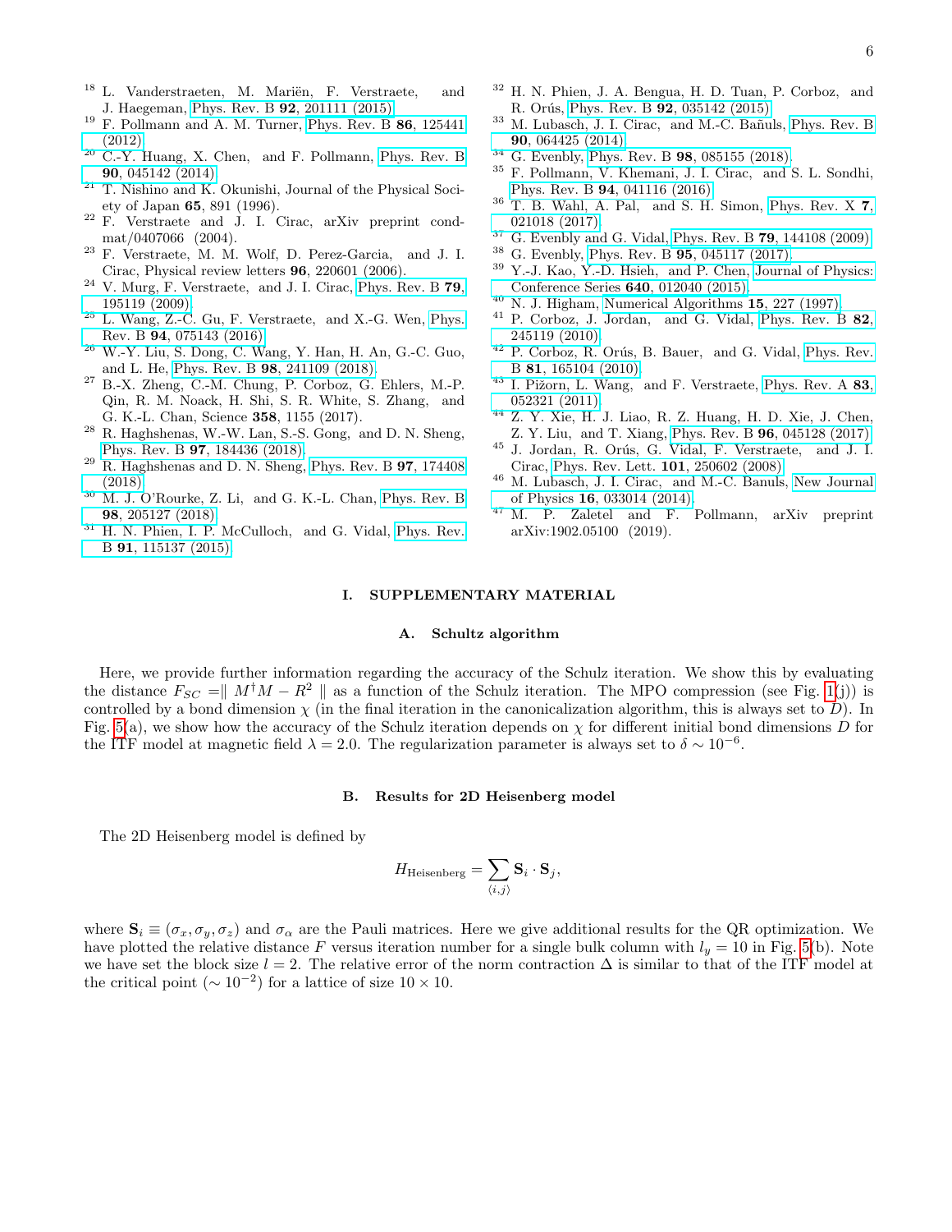[18] L. Vanderstraeten, M. Mariën, F. Verstraete, and J. Haegeman, Phys. Rev. B **92**, 201111 (2015).

[19] F. Pollmann and A. M. Turner, Phys. Rev. B **86**, 125441 (2012).

[20] C.-Y. Huang, X. Chen, and F. Pollmann, Phys. Rev. B **90**, 045142 (2014).

[21] T. Nishino and K. Okunishi, Journal of the Physical Society of Japan **65**, 891 (1996).

[22] F. Verstraete and J. I. Cirac, arXiv preprint cond-mat/0407066 (2004).

[23] F. Verstraete, M. M. Wolf, D. Perez-Garcia, and J. I. Cirac, Physical review letters **96**, 220601 (2006).

[24] V. Murg, F. Verstraete, and J. I. Cirac, Phys. Rev. B **79**, 195119 (2009).

[25] L. Wang, Z.-C. Gu, F. Verstraete, and X.-G. Wen, Phys. Rev. B **94**, 075143 (2016).

[26] W.-Y. Liu, S. Dong, C. Wang, Y. Han, H. An, G.-C. Guo, and L. He, Phys. Rev. B **98**, 241109 (2018).

[27] B.-X. Zheng, C.-M. Chung, P. Corboz, G. Ehlers, M.-P. Qin, R. M. Noack, H. Shi, S. R. White, S. Zhang, and G. K.-L. Chan, Science **358**, 1155 (2017).

[28] R. Haghshenas, W.-W. Lan, S.-S. Gong, and D. N. Sheng, Phys. Rev. B **97**, 184436 (2018).

[29] R. Haghshenas and D. N. Sheng, Phys. Rev. B **97**, 174408 (2018).

[30] M. J. O'Rourke, Z. Li, and G. K.-L. Chan, Phys. Rev. B **98**, 205127 (2018).

[31] H. N. Phien, I. P. McCulloch, and G. Vidal, Phys. Rev. B **91**, 115137 (2015).

[32] H. N. Phien, J. A. Bengua, H. D. Tuan, P. Corboz, and R. Orús, Phys. Rev. B **92**, 035142 (2015).

[33] M. Lubasch, J. I. Cirac, and M.-C. Bañuls, Phys. Rev. B **90**, 064425 (2014).

[34] G. Evenbly, Phys. Rev. B **98**, 085155 (2018).

[35] F. Pollmann, V. Khemani, J. I. Cirac, and S. L. Sondhi, Phys. Rev. B **94**, 041116 (2016).

[36] T. B. Wahl, A. Pal, and S. H. Simon, Phys. Rev. X **7**, 021018 (2017).

[37] G. Evenbly and G. Vidal, Phys. Rev. B **79**, 144108 (2009).

[38] G. Evenbly, Phys. Rev. B **95**, 045117 (2017).

[39] Y.-J. Kao, Y.-D. Hsieh, and P. Chen, Journal of Physics: Conference Series **640**, 012040 (2015).

[40] N. J. Higham, Numerical Algorithms **15**, 227 (1997).

[41] P. Corboz, J. Jordan, and G. Vidal, Phys. Rev. B **82**, 245119 (2010).

[42] P. Corboz, R. Orús, B. Bauer, and G. Vidal, Phys. Rev. B **81**, 165104 (2010).

[43] I. Pižorn, L. Wang, and F. Verstraete, Phys. Rev. A **83**, 052321 (2011).

[44] Z. Y. Xie, H. J. Liao, R. Z. Huang, H. D. Xie, J. Chen, Z. Y. Liu, and T. Xiang, Phys. Rev. B **96**, 045128 (2017).

[45] J. Jordan, R. Orús, G. Vidal, F. Verstraete, and J. I. Cirac, Phys. Rev. Lett. **101**, 250602 (2008).

[46] M. Lubasch, J. I. Cirac, and M.-C. Banuls, New Journal of Physics **16**, 033014 (2014).

[47] M. P. Zaletel and F. Pollmann, arXiv preprint arXiv:1902.05100 (2019).

# I. SUPPLEMENTARY MATERIAL

## A. Schultz algorithm

Here, we provide further information regarding the accuracy of the Schulz iteration. We show this by evaluating the distance $F_{SC} = \parallel M^\dagger M - R^2 \parallel$ as a function of the Schulz iteration. The MPO compression (see Fig. 1(j)) is controlled by a bond dimension $\chi$ (in the final iteration in the canonicalization algorithm, this is always set to $D$). In Fig. 5(a), we show how the accuracy of the Schulz iteration depends on $\chi$ for different initial bond dimensions $D$ for the ITF model at magnetic field $\lambda = 2.0$. The regularization parameter is always set to $\delta \sim 10^{-6}$.

## B. Results for 2D Heisenberg model

The 2D Heisenberg model is defined by

$$H_{\text{Heisenberg}} = \sum_{\langle i,j \rangle} \mathbf{S}_i \cdot \mathbf{S}_j,$$

where $\mathbf{S}_i \equiv (\sigma_x, \sigma_y, \sigma_z)$ and $\sigma_\alpha$ are the Pauli matrices. Here we give additional results for the QR optimization. We have plotted the relative distance $F$ versus iteration number for a single bulk column with $l_y = 10$ in Fig. 5(b). Note we have set the block size $l = 2$. The relative error of the norm contraction $\Delta$ is similar to that of the ITF model at the critical point ($\sim 10^{-2}$) for a lattice of size $10 \times 10$.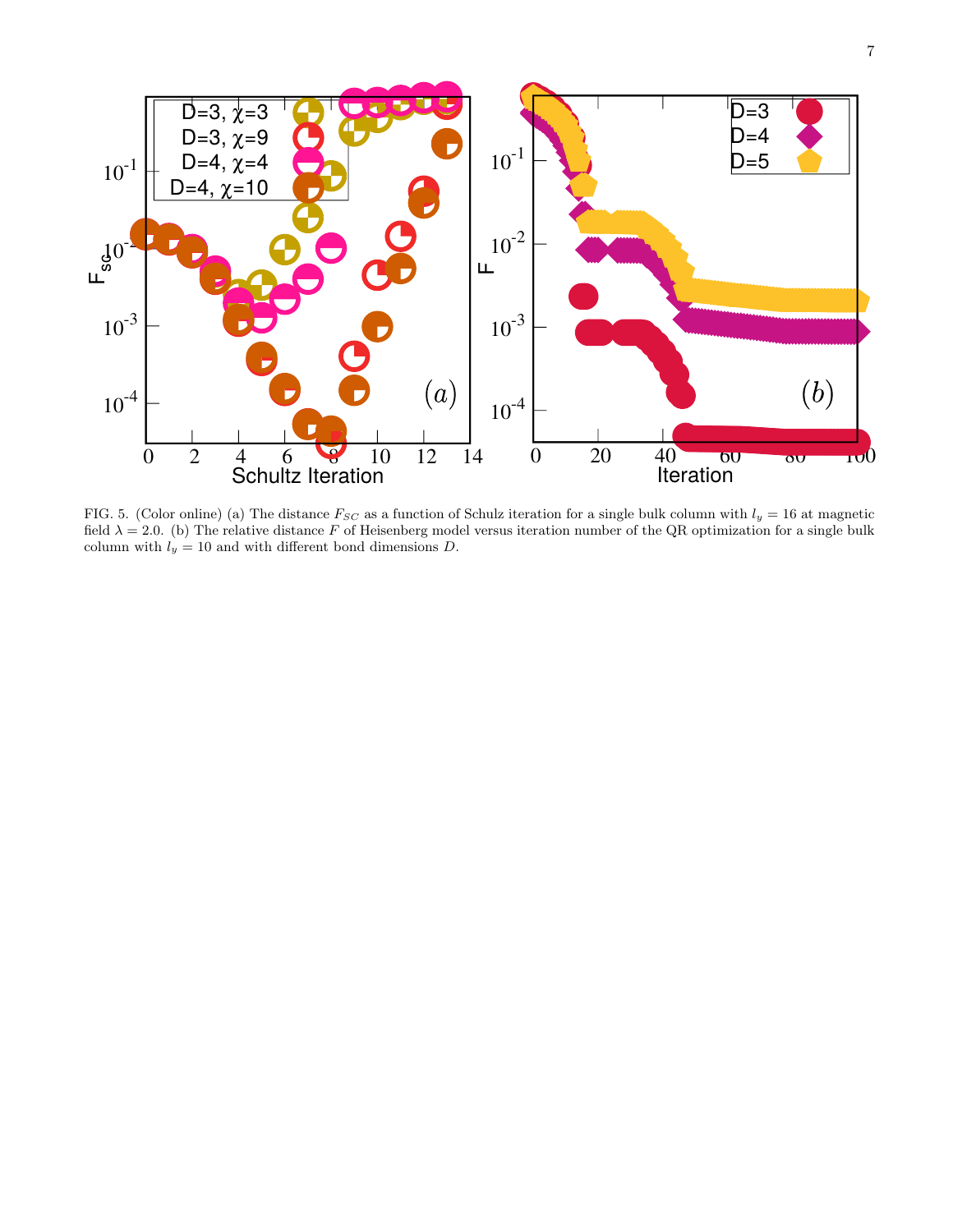(a)

$F_{SC}$

Schultz Iteration

D=3, χ=3

D=3, χ=9

D=4, χ=4

D=4, χ=10

(b)

F

Iteration

D=3

D=4

D=5

FIG. 5. (Color online) (a) The distance $F_{SC}$ as a function of Schulz iteration for a single bulk column with $l_y = 16$ at magnetic field $\lambda = 2.0$. (b) The relative distance $F$ of Heisenberg model versus iteration number of the QR optimization for a single bulk column with $l_y = 10$ and with different bond dimensions $D$.